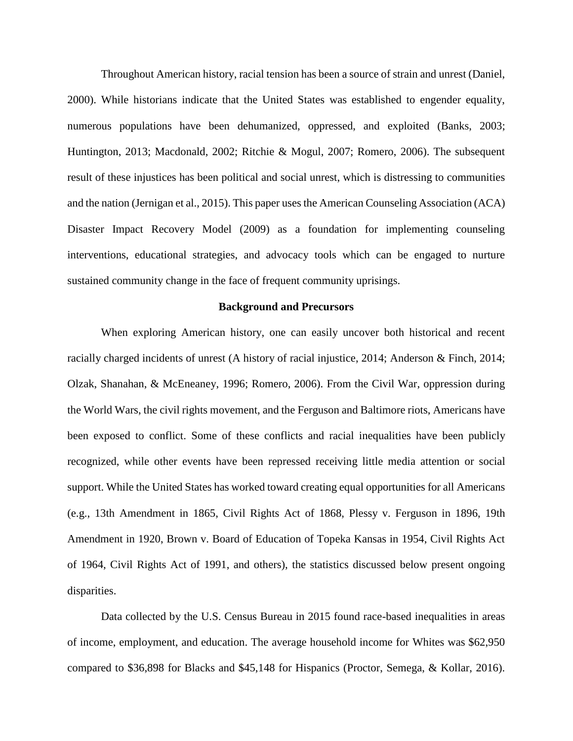Throughout American history, racial tension has been a source of strain and unrest (Daniel, 2000). While historians indicate that the United States was established to engender equality, numerous populations have been dehumanized, oppressed, and exploited (Banks, 2003; Huntington, 2013; Macdonald, 2002; Ritchie & Mogul, 2007; Romero, 2006). The subsequent result of these injustices has been political and social unrest, which is distressing to communities and the nation (Jernigan et al., 2015). This paper uses the American Counseling Association (ACA) Disaster Impact Recovery Model (2009) as a foundation for implementing counseling interventions, educational strategies, and advocacy tools which can be engaged to nurture sustained community change in the face of frequent community uprisings.

## Background and Precursors

When exploring American history, one can easily uncover both historical and recent racially charged incidents of unrest (A history of racial injustice, 2014; Anderson & Finch, 2014; Olzak, Shanahan, & McEneaney, 1996; Romero, 2006). From the Civil War, oppression during the World Wars, the civil rights movement, and the Ferguson and Baltimore riots, Americans have been exposed to conflict. Some of these conflicts and racial inequalities have been publicly recognized, while other events have been repressed receiving little media attention or social support. While the United States has worked toward creating equal opportunities for all Americans (e.g., 13th Amendment in 1865, Civil Rights Act of 1868, Plessy v. Ferguson in 1896, 19th Amendment in 1920, Brown v. Board of Education of Topeka Kansas in 1954, Civil Rights Act of 1964, Civil Rights Act of 1991, and others), the statistics discussed below present ongoing disparities.

Data collected by the U.S. Census Bureau in 2015 found race-based inequalities in areas of income, employment, and education. The average household income for Whites was $62,950 compared to $36,898 for Blacks and $45,148 for Hispanics (Proctor, Semega, & Kollar, 2016).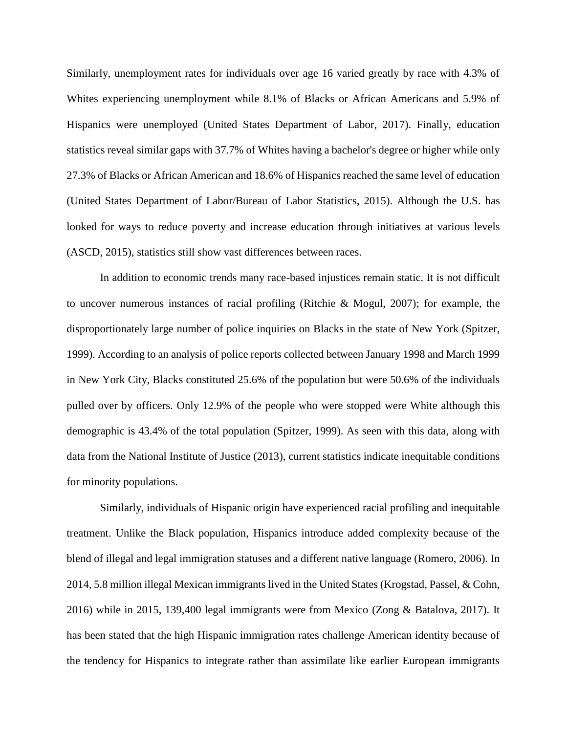Similarly, unemployment rates for individuals over age 16 varied greatly by race with 4.3% of Whites experiencing unemployment while 8.1% of Blacks or African Americans and 5.9% of Hispanics were unemployed (United States Department of Labor, 2017). Finally, education statistics reveal similar gaps with 37.7% of Whites having a bachelor's degree or higher while only 27.3% of Blacks or African American and 18.6% of Hispanics reached the same level of education (United States Department of Labor/Bureau of Labor Statistics, 2015). Although the U.S. has looked for ways to reduce poverty and increase education through initiatives at various levels (ASCD, 2015), statistics still show vast differences between races.

In addition to economic trends many race-based injustices remain static. It is not difficult to uncover numerous instances of racial profiling (Ritchie & Mogul, 2007); for example, the disproportionately large number of police inquiries on Blacks in the state of New York (Spitzer, 1999). According to an analysis of police reports collected between January 1998 and March 1999 in New York City, Blacks constituted 25.6% of the population but were 50.6% of the individuals pulled over by officers. Only 12.9% of the people who were stopped were White although this demographic is 43.4% of the total population (Spitzer, 1999). As seen with this data, along with data from the National Institute of Justice (2013), current statistics indicate inequitable conditions for minority populations.

Similarly, individuals of Hispanic origin have experienced racial profiling and inequitable treatment. Unlike the Black population, Hispanics introduce added complexity because of the blend of illegal and legal immigration statuses and a different native language (Romero, 2006). In 2014, 5.8 million illegal Mexican immigrants lived in the United States (Krogstad, Passel, & Cohn, 2016) while in 2015, 139,400 legal immigrants were from Mexico (Zong & Batalova, 2017). It has been stated that the high Hispanic immigration rates challenge American identity because of the tendency for Hispanics to integrate rather than assimilate like earlier European immigrants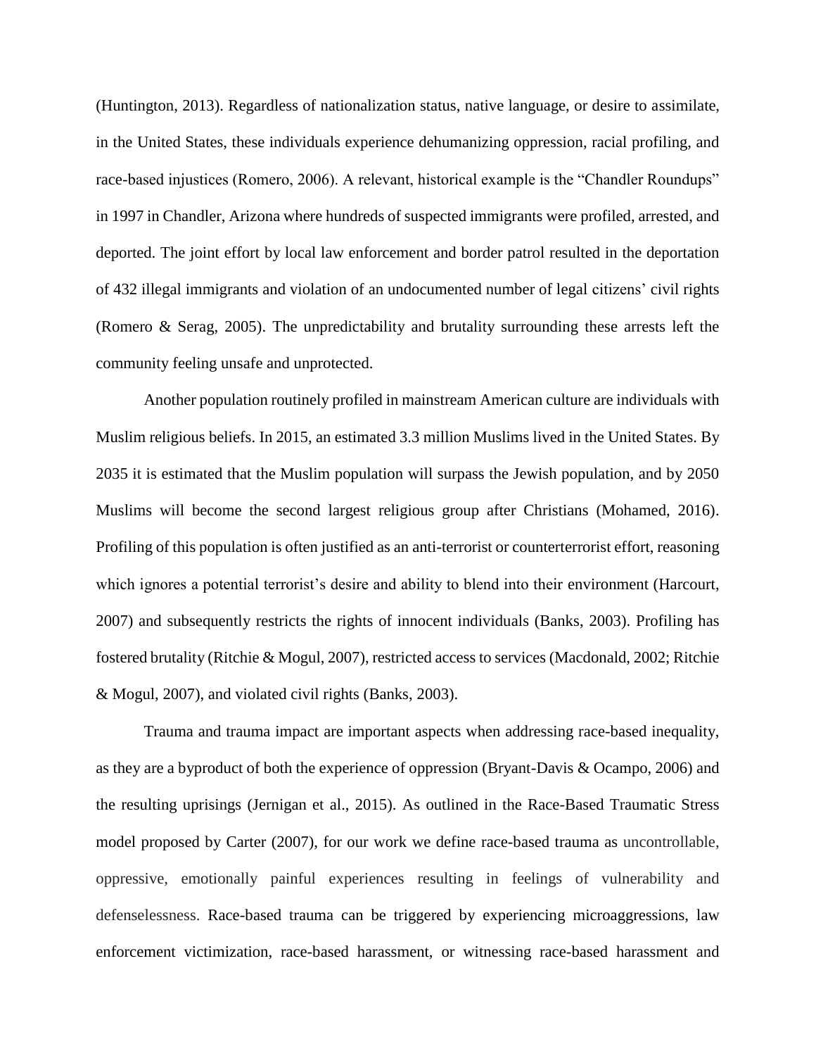(Huntington, 2013). Regardless of nationalization status, native language, or desire to assimilate, in the United States, these individuals experience dehumanizing oppression, racial profiling, and race-based injustices (Romero, 2006). A relevant, historical example is the "Chandler Roundups" in 1997 in Chandler, Arizona where hundreds of suspected immigrants were profiled, arrested, and deported. The joint effort by local law enforcement and border patrol resulted in the deportation of 432 illegal immigrants and violation of an undocumented number of legal citizens' civil rights (Romero & Serag, 2005). The unpredictability and brutality surrounding these arrests left the community feeling unsafe and unprotected.

Another population routinely profiled in mainstream American culture are individuals with Muslim religious beliefs. In 2015, an estimated 3.3 million Muslims lived in the United States. By 2035 it is estimated that the Muslim population will surpass the Jewish population, and by 2050 Muslims will become the second largest religious group after Christians (Mohamed, 2016). Profiling of this population is often justified as an anti-terrorist or counterterrorist effort, reasoning which ignores a potential terrorist's desire and ability to blend into their environment (Harcourt, 2007) and subsequently restricts the rights of innocent individuals (Banks, 2003). Profiling has fostered brutality (Ritchie & Mogul, 2007), restricted access to services (Macdonald, 2002; Ritchie & Mogul, 2007), and violated civil rights (Banks, 2003).

Trauma and trauma impact are important aspects when addressing race-based inequality, as they are a byproduct of both the experience of oppression (Bryant-Davis & Ocampo, 2006) and the resulting uprisings (Jernigan et al., 2015). As outlined in the Race-Based Traumatic Stress model proposed by Carter (2007), for our work we define race-based trauma as uncontrollable, oppressive, emotionally painful experiences resulting in feelings of vulnerability and defenselessness. Race-based trauma can be triggered by experiencing microaggressions, law enforcement victimization, race-based harassment, or witnessing race-based harassment and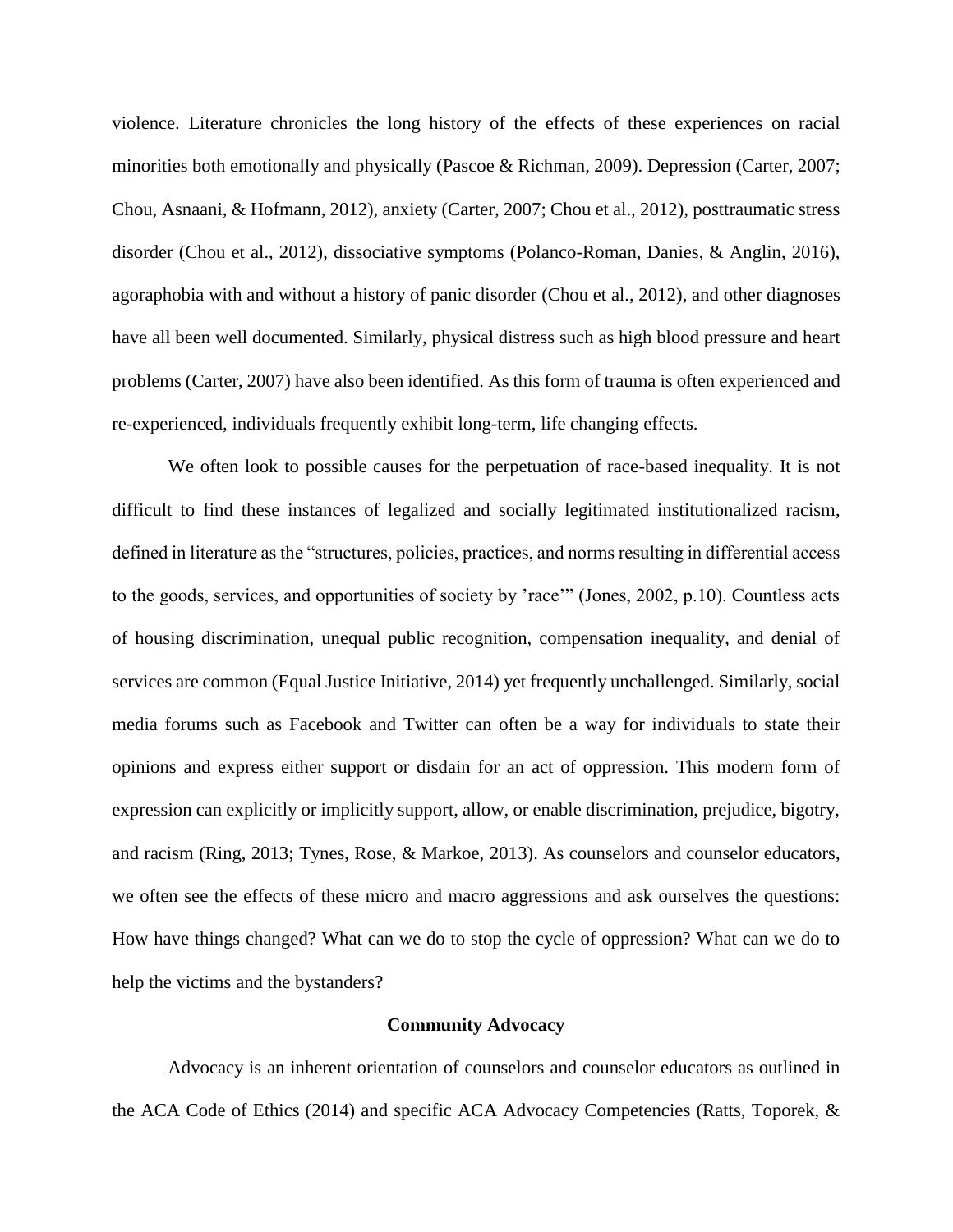violence. Literature chronicles the long history of the effects of these experiences on racial minorities both emotionally and physically (Pascoe & Richman, 2009). Depression (Carter, 2007; Chou, Asnaani, & Hofmann, 2012), anxiety (Carter, 2007; Chou et al., 2012), posttraumatic stress disorder (Chou et al., 2012), dissociative symptoms (Polanco-Roman, Danies, & Anglin, 2016), agoraphobia with and without a history of panic disorder (Chou et al., 2012), and other diagnoses have all been well documented. Similarly, physical distress such as high blood pressure and heart problems (Carter, 2007) have also been identified. As this form of trauma is often experienced and re-experienced, individuals frequently exhibit long-term, life changing effects.

We often look to possible causes for the perpetuation of race-based inequality. It is not difficult to find these instances of legalized and socially legitimated institutionalized racism, defined in literature as the "structures, policies, practices, and norms resulting in differential access to the goods, services, and opportunities of society by 'race'" (Jones, 2002, p.10). Countless acts of housing discrimination, unequal public recognition, compensation inequality, and denial of services are common (Equal Justice Initiative, 2014) yet frequently unchallenged. Similarly, social media forums such as Facebook and Twitter can often be a way for individuals to state their opinions and express either support or disdain for an act of oppression. This modern form of expression can explicitly or implicitly support, allow, or enable discrimination, prejudice, bigotry, and racism (Ring, 2013; Tynes, Rose, & Markoe, 2013). As counselors and counselor educators, we often see the effects of these micro and macro aggressions and ask ourselves the questions: How have things changed? What can we do to stop the cycle of oppression? What can we do to help the victims and the bystanders?

## Community Advocacy

Advocacy is an inherent orientation of counselors and counselor educators as outlined in the ACA Code of Ethics (2014) and specific ACA Advocacy Competencies (Ratts, Toporek, &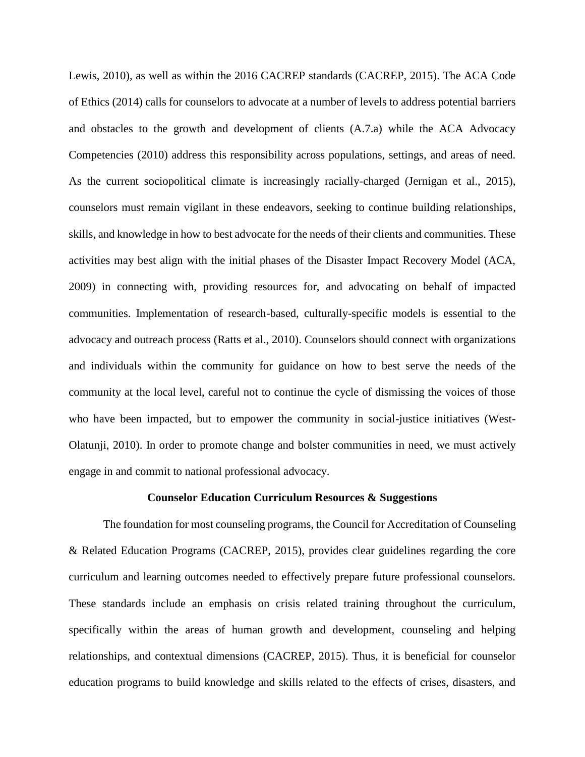Lewis, 2010), as well as within the 2016 CACREP standards (CACREP, 2015). The ACA Code of Ethics (2014) calls for counselors to advocate at a number of levels to address potential barriers and obstacles to the growth and development of clients (A.7.a) while the ACA Advocacy Competencies (2010) address this responsibility across populations, settings, and areas of need. As the current sociopolitical climate is increasingly racially-charged (Jernigan et al., 2015), counselors must remain vigilant in these endeavors, seeking to continue building relationships, skills, and knowledge in how to best advocate for the needs of their clients and communities. These activities may best align with the initial phases of the Disaster Impact Recovery Model (ACA, 2009) in connecting with, providing resources for, and advocating on behalf of impacted communities. Implementation of research-based, culturally-specific models is essential to the advocacy and outreach process (Ratts et al., 2010). Counselors should connect with organizations and individuals within the community for guidance on how to best serve the needs of the community at the local level, careful not to continue the cycle of dismissing the voices of those who have been impacted, but to empower the community in social-justice initiatives (West-Olatunji, 2010). In order to promote change and bolster communities in need, we must actively engage in and commit to national professional advocacy.

## Counselor Education Curriculum Resources & Suggestions

The foundation for most counseling programs, the Council for Accreditation of Counseling & Related Education Programs (CACREP, 2015), provides clear guidelines regarding the core curriculum and learning outcomes needed to effectively prepare future professional counselors. These standards include an emphasis on crisis related training throughout the curriculum, specifically within the areas of human growth and development, counseling and helping relationships, and contextual dimensions (CACREP, 2015). Thus, it is beneficial for counselor education programs to build knowledge and skills related to the effects of crises, disasters, and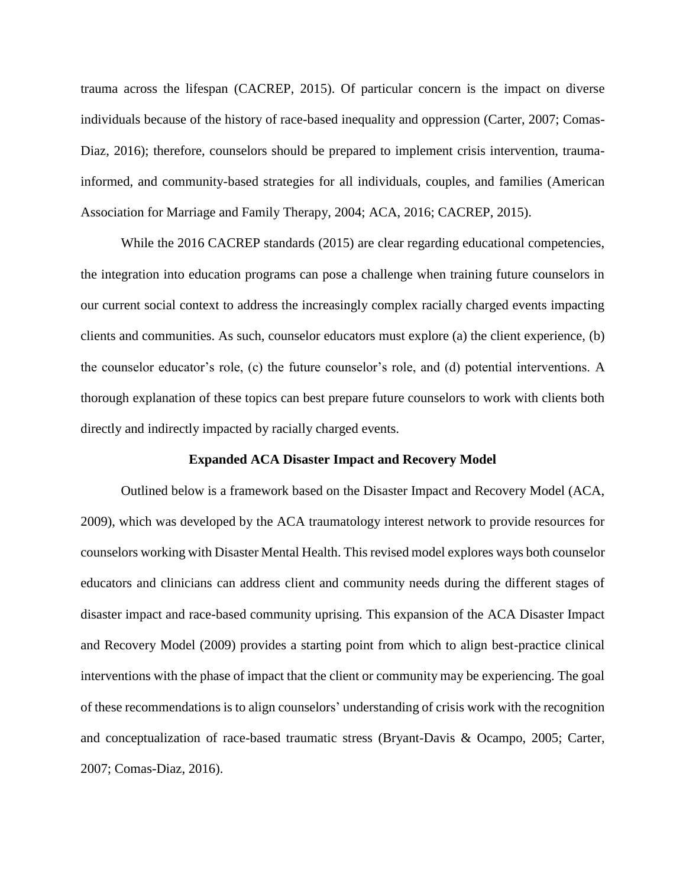trauma across the lifespan (CACREP, 2015). Of particular concern is the impact on diverse individuals because of the history of race-based inequality and oppression (Carter, 2007; Comas-Diaz, 2016); therefore, counselors should be prepared to implement crisis intervention, trauma-informed, and community-based strategies for all individuals, couples, and families (American Association for Marriage and Family Therapy, 2004; ACA, 2016; CACREP, 2015).

While the 2016 CACREP standards (2015) are clear regarding educational competencies, the integration into education programs can pose a challenge when training future counselors in our current social context to address the increasingly complex racially charged events impacting clients and communities. As such, counselor educators must explore (a) the client experience, (b) the counselor educator's role, (c) the future counselor's role, and (d) potential interventions. A thorough explanation of these topics can best prepare future counselors to work with clients both directly and indirectly impacted by racially charged events.

## Expanded ACA Disaster Impact and Recovery Model

Outlined below is a framework based on the Disaster Impact and Recovery Model (ACA, 2009), which was developed by the ACA traumatology interest network to provide resources for counselors working with Disaster Mental Health. This revised model explores ways both counselor educators and clinicians can address client and community needs during the different stages of disaster impact and race-based community uprising. This expansion of the ACA Disaster Impact and Recovery Model (2009) provides a starting point from which to align best-practice clinical interventions with the phase of impact that the client or community may be experiencing. The goal of these recommendations is to align counselors' understanding of crisis work with the recognition and conceptualization of race-based traumatic stress (Bryant-Davis & Ocampo, 2005; Carter, 2007; Comas-Diaz, 2016).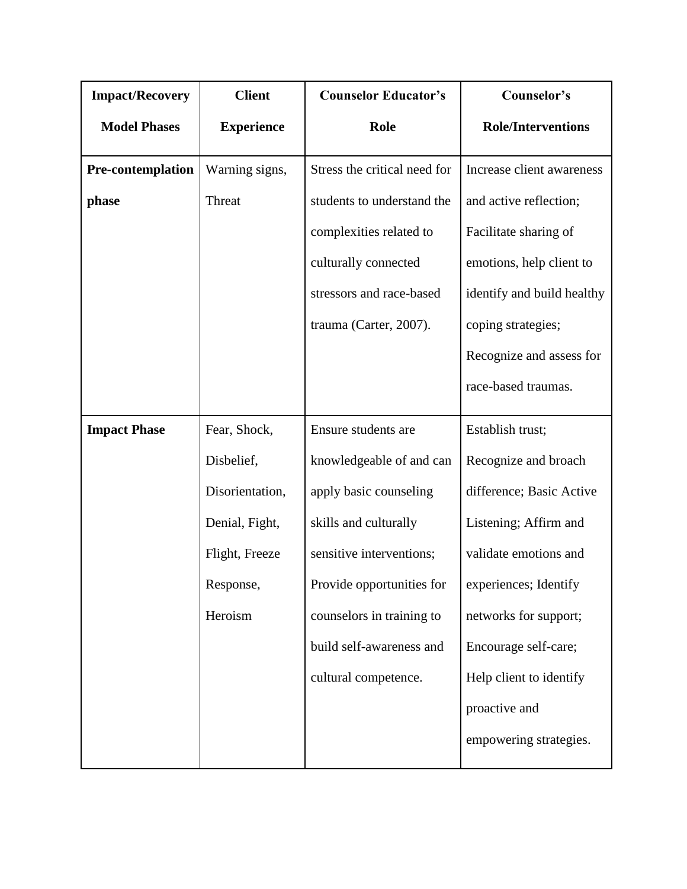| **Impact/Recovery Model Phases** | **Client Experience** | **Counselor Educator's Role** | **Counselor's Role/Interventions** |
|---|---|---|---|
| **Pre-contemplation phase** | Warning signs, Threat | Stress the critical need for students to understand the complexities related to culturally connected stressors and race-based trauma (Carter, 2007). | Increase client awareness and active reflection; Facilitate sharing of emotions, help client to identify and build healthy coping strategies; Recognize and assess for race-based traumas. |
| **Impact Phase** | Fear, Shock, Disbelief, Disorientation, Denial, Fight, Flight, Freeze Response, Heroism | Ensure students are knowledgeable of and can apply basic counseling skills and culturally sensitive interventions; Provide opportunities for counselors in training to build self-awareness and cultural competence. | Establish trust; Recognize and broach difference; Basic Active Listening; Affirm and validate emotions and experiences; Identify networks for support; Encourage self-care; Help client to identify proactive and empowering strategies. |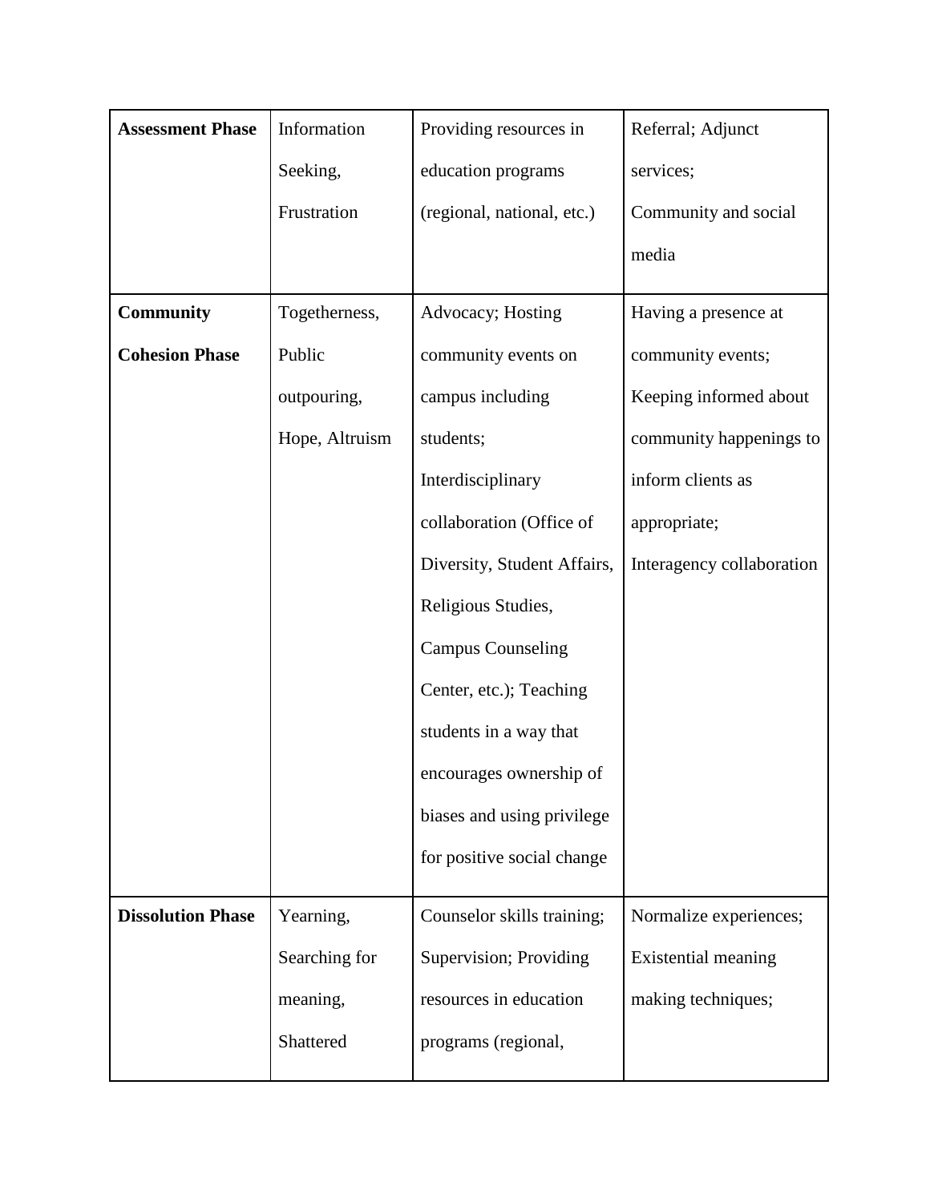| **Assessment Phase** | Information Seeking, Frustration | Providing resources in education programs (regional, national, etc.) | Referral; Adjunct services; Community and social media |
|---|---|---|---|
| **Community Cohesion Phase** | Togetherness, Public outpouring, Hope, Altruism | Advocacy; Hosting community events on campus including students; Interdisciplinary collaboration (Office of Diversity, Student Affairs, Religious Studies, Campus Counseling Center, etc.); Teaching students in a way that encourages ownership of biases and using privilege for positive social change | Having a presence at community events; Keeping informed about community happenings to inform clients as appropriate; Interagency collaboration |
| **Dissolution Phase** | Yearning, Searching for meaning, Shattered | Counselor skills training; Supervision; Providing resources in education programs (regional, | Normalize experiences; Existential meaning making techniques; |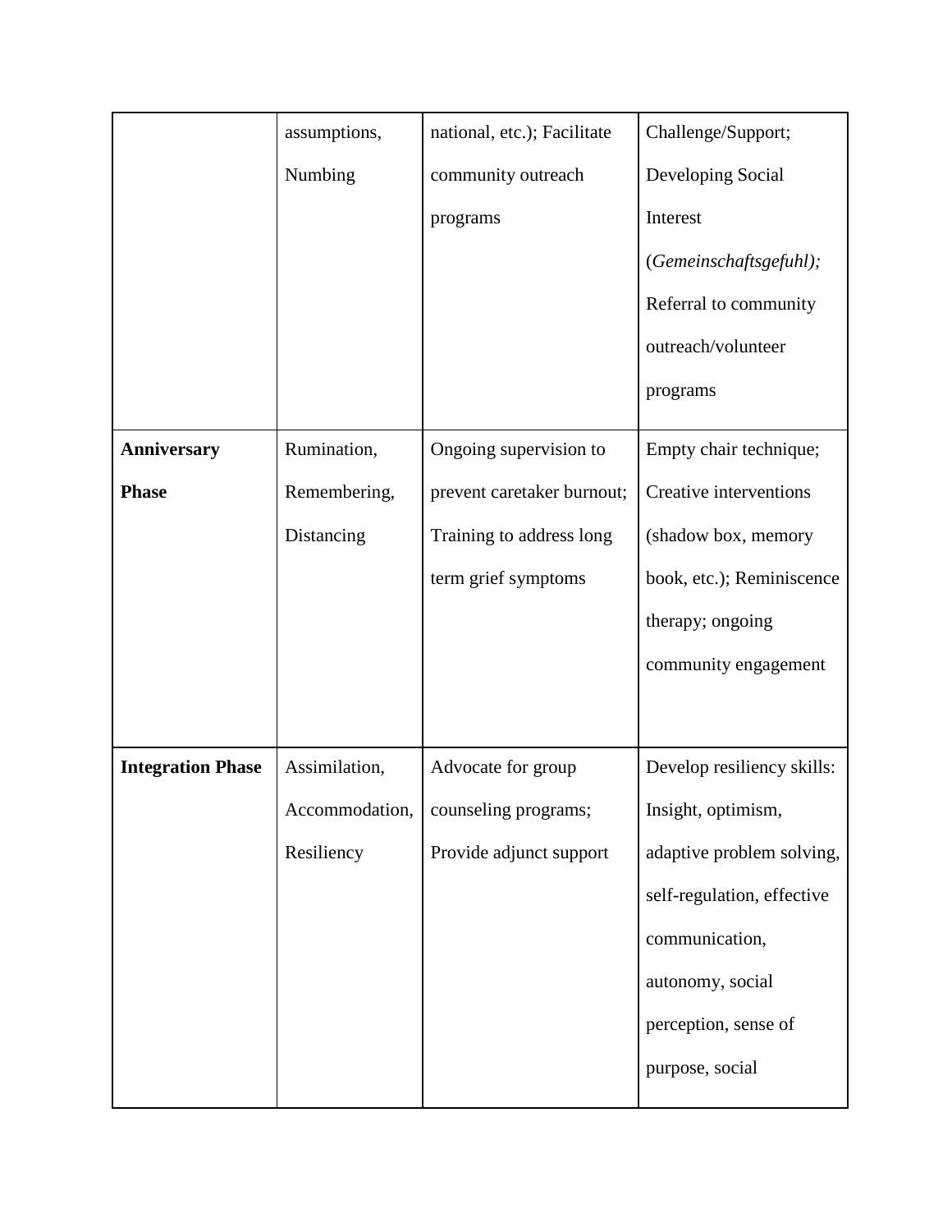| | | | |
|---|---|---|---|
| | assumptions, Numbing | national, etc.); Facilitate community outreach programs | Challenge/Support; Developing Social Interest (*Gemeinschaftsgefuhl);* Referral to community outreach/volunteer programs |
| **Anniversary Phase** | Rumination, Remembering, Distancing | Ongoing supervision to prevent caretaker burnout; Training to address long term grief symptoms | Empty chair technique; Creative interventions (shadow box, memory book, etc.); Reminiscence therapy; ongoing community engagement |
| **Integration Phase** | Assimilation, Accommodation, Resiliency | Advocate for group counseling programs; Provide adjunct support | Develop resiliency skills: Insight, optimism, adaptive problem solving, self-regulation, effective communication, autonomy, social perception, sense of purpose, social |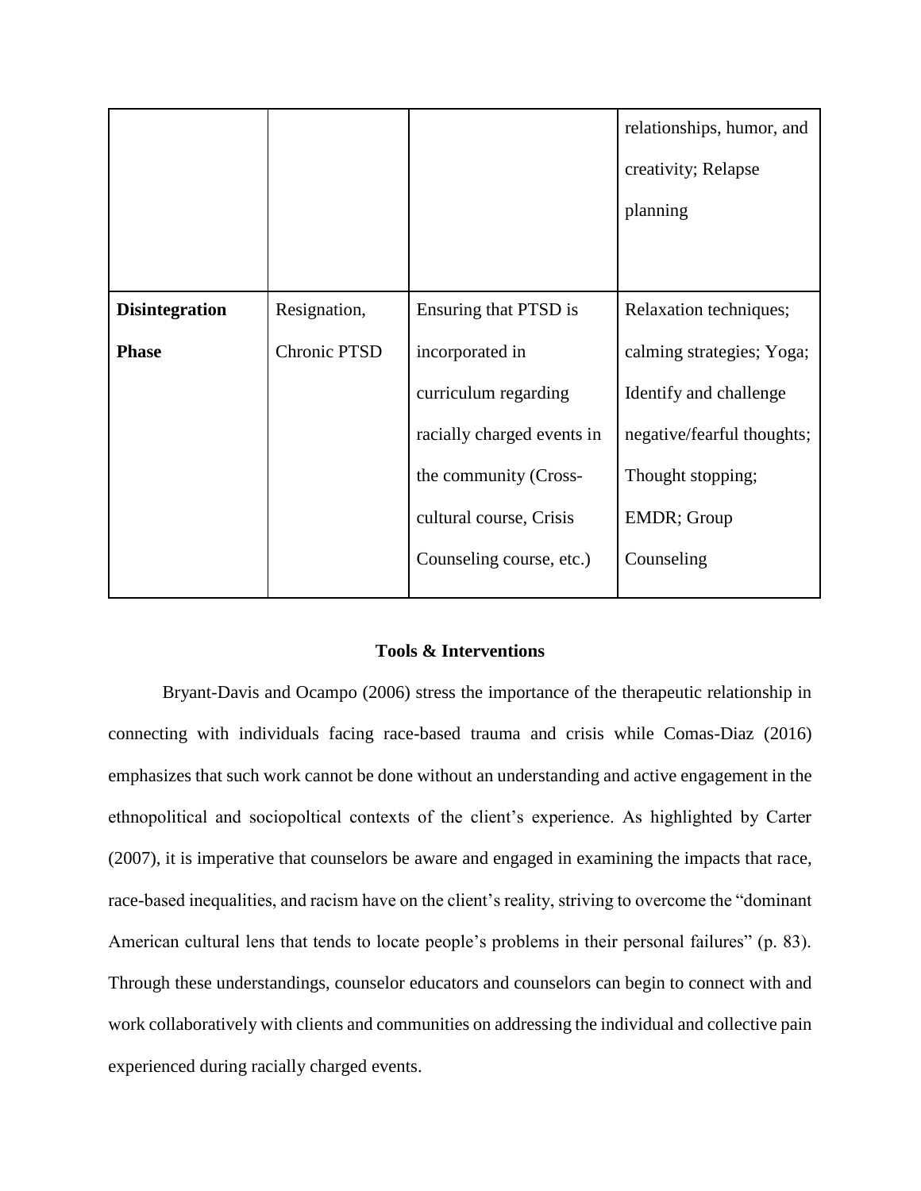| | | | |
|---|---|---|---|
| | | | relationships, humor, and creativity; Relapse planning |
| **Disintegration Phase** | Resignation, Chronic PTSD | Ensuring that PTSD is incorporated in curriculum regarding racially charged events in the community (Cross-cultural course, Crisis Counseling course, etc.) | Relaxation techniques; calming strategies; Yoga; Identify and challenge negative/fearful thoughts; Thought stopping; EMDR; Group Counseling |

## Tools & Interventions

Bryant-Davis and Ocampo (2006) stress the importance of the therapeutic relationship in connecting with individuals facing race-based trauma and crisis while Comas-Diaz (2016) emphasizes that such work cannot be done without an understanding and active engagement in the ethnopolitical and sociopoltical contexts of the client's experience. As highlighted by Carter (2007), it is imperative that counselors be aware and engaged in examining the impacts that race, race-based inequalities, and racism have on the client's reality, striving to overcome the "dominant American cultural lens that tends to locate people's problems in their personal failures" (p. 83). Through these understandings, counselor educators and counselors can begin to connect with and work collaboratively with clients and communities on addressing the individual and collective pain experienced during racially charged events.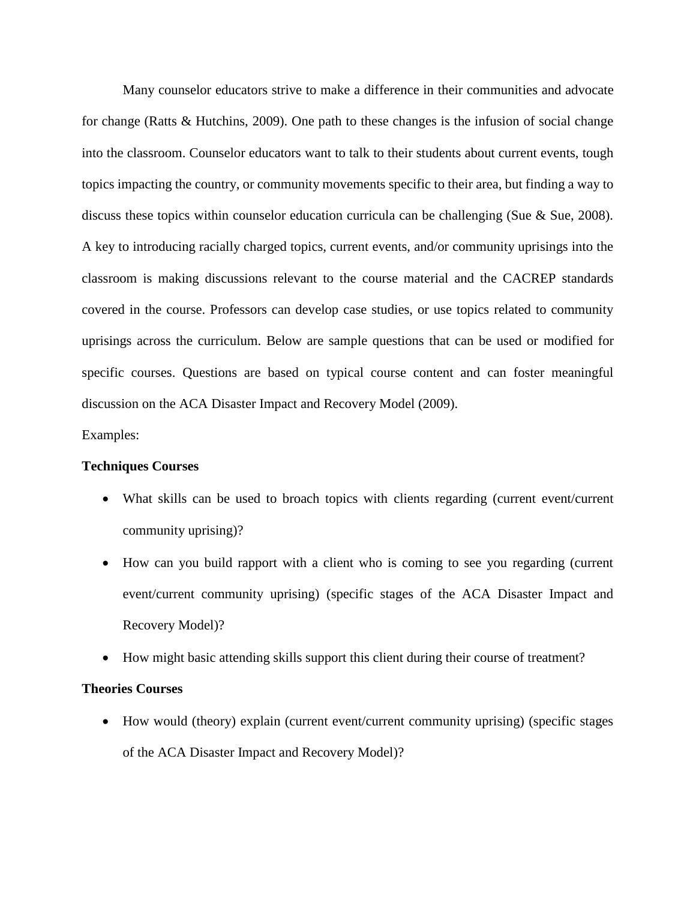Many counselor educators strive to make a difference in their communities and advocate for change (Ratts & Hutchins, 2009). One path to these changes is the infusion of social change into the classroom. Counselor educators want to talk to their students about current events, tough topics impacting the country, or community movements specific to their area, but finding a way to discuss these topics within counselor education curricula can be challenging (Sue & Sue, 2008). A key to introducing racially charged topics, current events, and/or community uprisings into the classroom is making discussions relevant to the course material and the CACREP standards covered in the course. Professors can develop case studies, or use topics related to community uprisings across the curriculum. Below are sample questions that can be used or modified for specific courses. Questions are based on typical course content and can foster meaningful discussion on the ACA Disaster Impact and Recovery Model (2009).

Examples:

**Techniques Courses**

- What skills can be used to broach topics with clients regarding (current event/current community uprising)?
- How can you build rapport with a client who is coming to see you regarding (current event/current community uprising) (specific stages of the ACA Disaster Impact and Recovery Model)?
- How might basic attending skills support this client during their course of treatment?

**Theories Courses**

- How would (theory) explain (current event/current community uprising) (specific stages of the ACA Disaster Impact and Recovery Model)?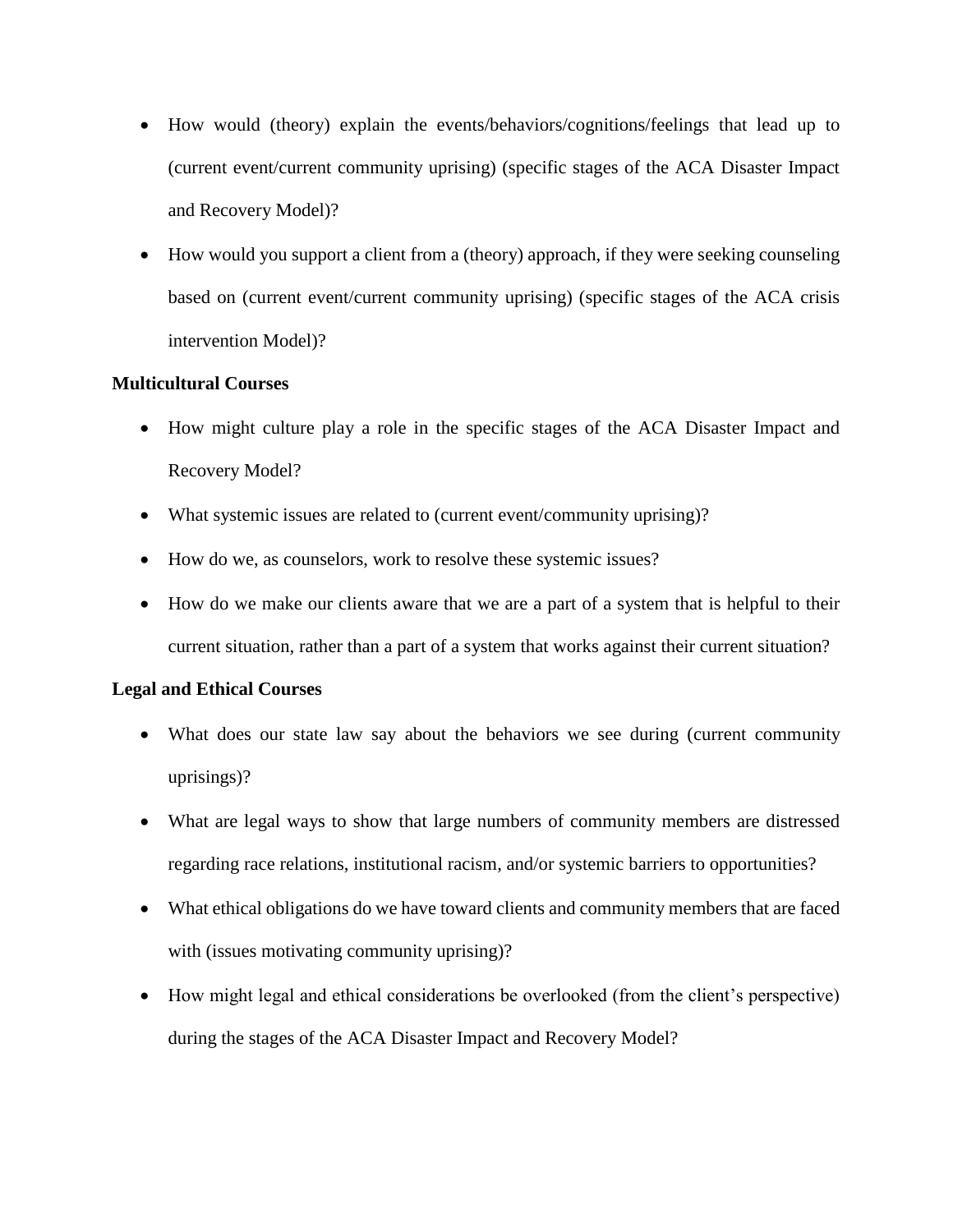- How would (theory) explain the events/behaviors/cognitions/feelings that lead up to (current event/current community uprising) (specific stages of the ACA Disaster Impact and Recovery Model)?
- How would you support a client from a (theory) approach, if they were seeking counseling based on (current event/current community uprising) (specific stages of the ACA crisis intervention Model)?

**Multicultural Courses**

- How might culture play a role in the specific stages of the ACA Disaster Impact and Recovery Model?
- What systemic issues are related to (current event/community uprising)?
- How do we, as counselors, work to resolve these systemic issues?
- How do we make our clients aware that we are a part of a system that is helpful to their current situation, rather than a part of a system that works against their current situation?

**Legal and Ethical Courses**

- What does our state law say about the behaviors we see during (current community uprisings)?
- What are legal ways to show that large numbers of community members are distressed regarding race relations, institutional racism, and/or systemic barriers to opportunities?
- What ethical obligations do we have toward clients and community members that are faced with (issues motivating community uprising)?
- How might legal and ethical considerations be overlooked (from the client's perspective) during the stages of the ACA Disaster Impact and Recovery Model?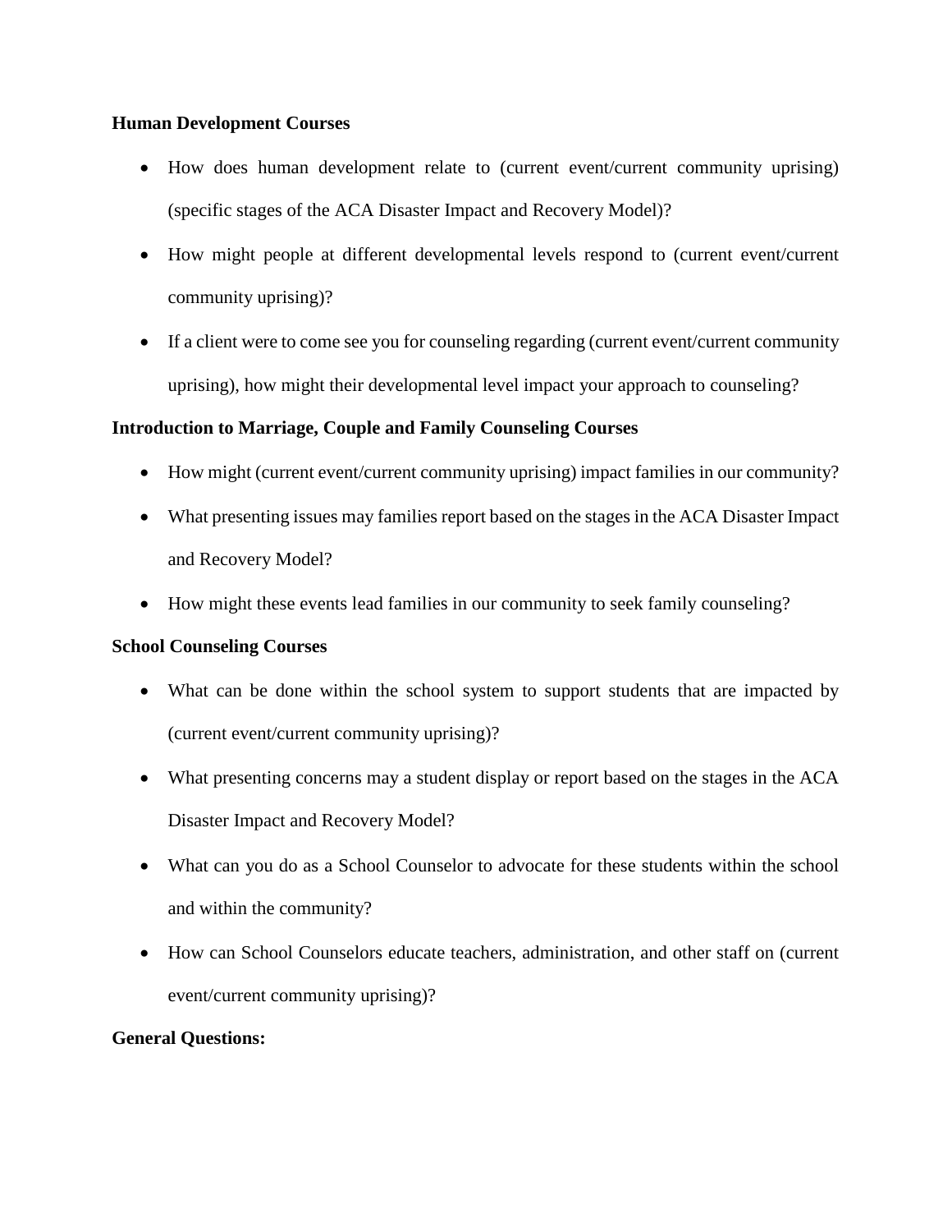**Human Development Courses**

- How does human development relate to (current event/current community uprising) (specific stages of the ACA Disaster Impact and Recovery Model)?
- How might people at different developmental levels respond to (current event/current community uprising)?
- If a client were to come see you for counseling regarding (current event/current community uprising), how might their developmental level impact your approach to counseling?

**Introduction to Marriage, Couple and Family Counseling Courses**

- How might (current event/current community uprising) impact families in our community?
- What presenting issues may families report based on the stages in the ACA Disaster Impact and Recovery Model?
- How might these events lead families in our community to seek family counseling?

**School Counseling Courses**

- What can be done within the school system to support students that are impacted by (current event/current community uprising)?
- What presenting concerns may a student display or report based on the stages in the ACA Disaster Impact and Recovery Model?
- What can you do as a School Counselor to advocate for these students within the school and within the community?
- How can School Counselors educate teachers, administration, and other staff on (current event/current community uprising)?

**General Questions:**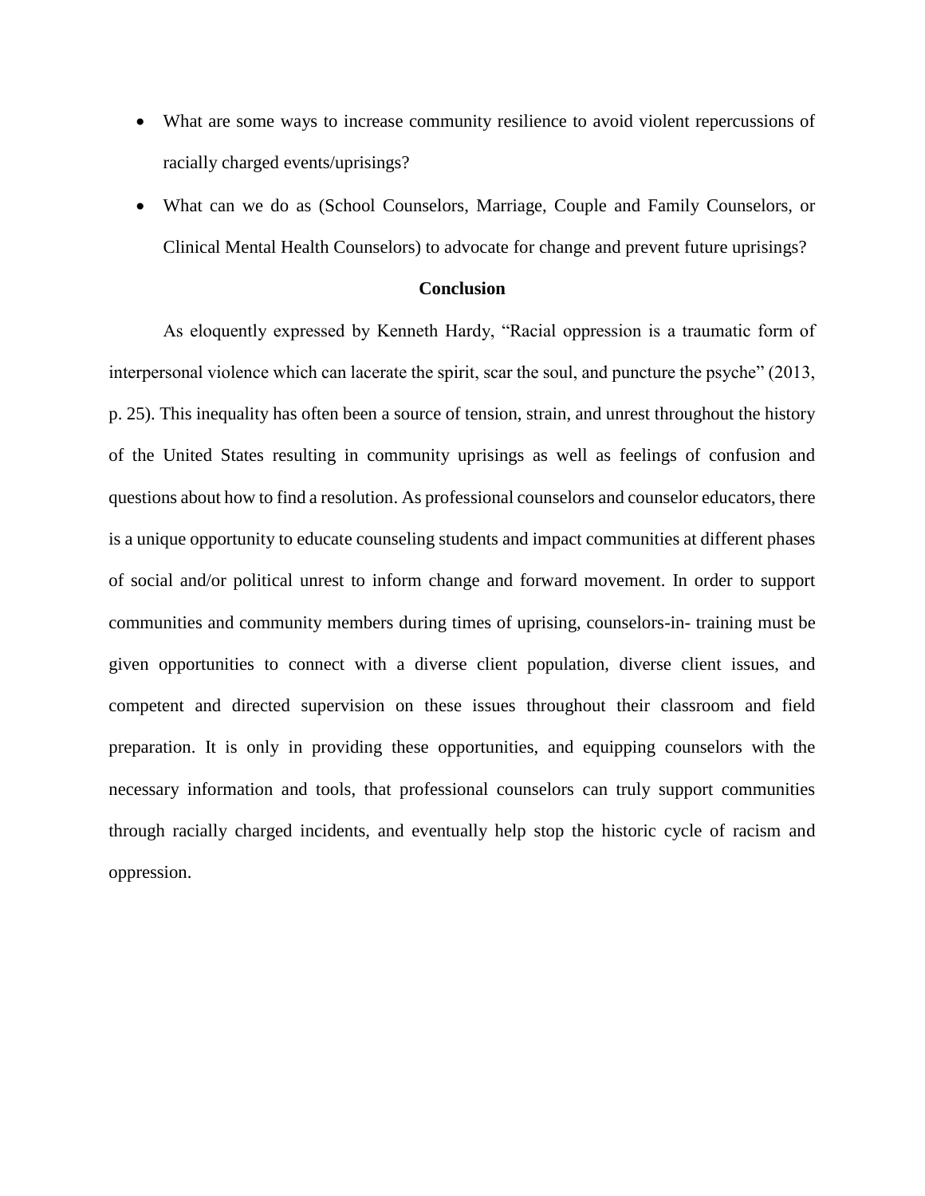- What are some ways to increase community resilience to avoid violent repercussions of racially charged events/uprisings?
- What can we do as (School Counselors, Marriage, Couple and Family Counselors, or Clinical Mental Health Counselors) to advocate for change and prevent future uprisings?

## Conclusion

As eloquently expressed by Kenneth Hardy, "Racial oppression is a traumatic form of interpersonal violence which can lacerate the spirit, scar the soul, and puncture the psyche" (2013, p. 25). This inequality has often been a source of tension, strain, and unrest throughout the history of the United States resulting in community uprisings as well as feelings of confusion and questions about how to find a resolution. As professional counselors and counselor educators, there is a unique opportunity to educate counseling students and impact communities at different phases of social and/or political unrest to inform change and forward movement. In order to support communities and community members during times of uprising, counselors-in- training must be given opportunities to connect with a diverse client population, diverse client issues, and competent and directed supervision on these issues throughout their classroom and field preparation. It is only in providing these opportunities, and equipping counselors with the necessary information and tools, that professional counselors can truly support communities through racially charged incidents, and eventually help stop the historic cycle of racism and oppression.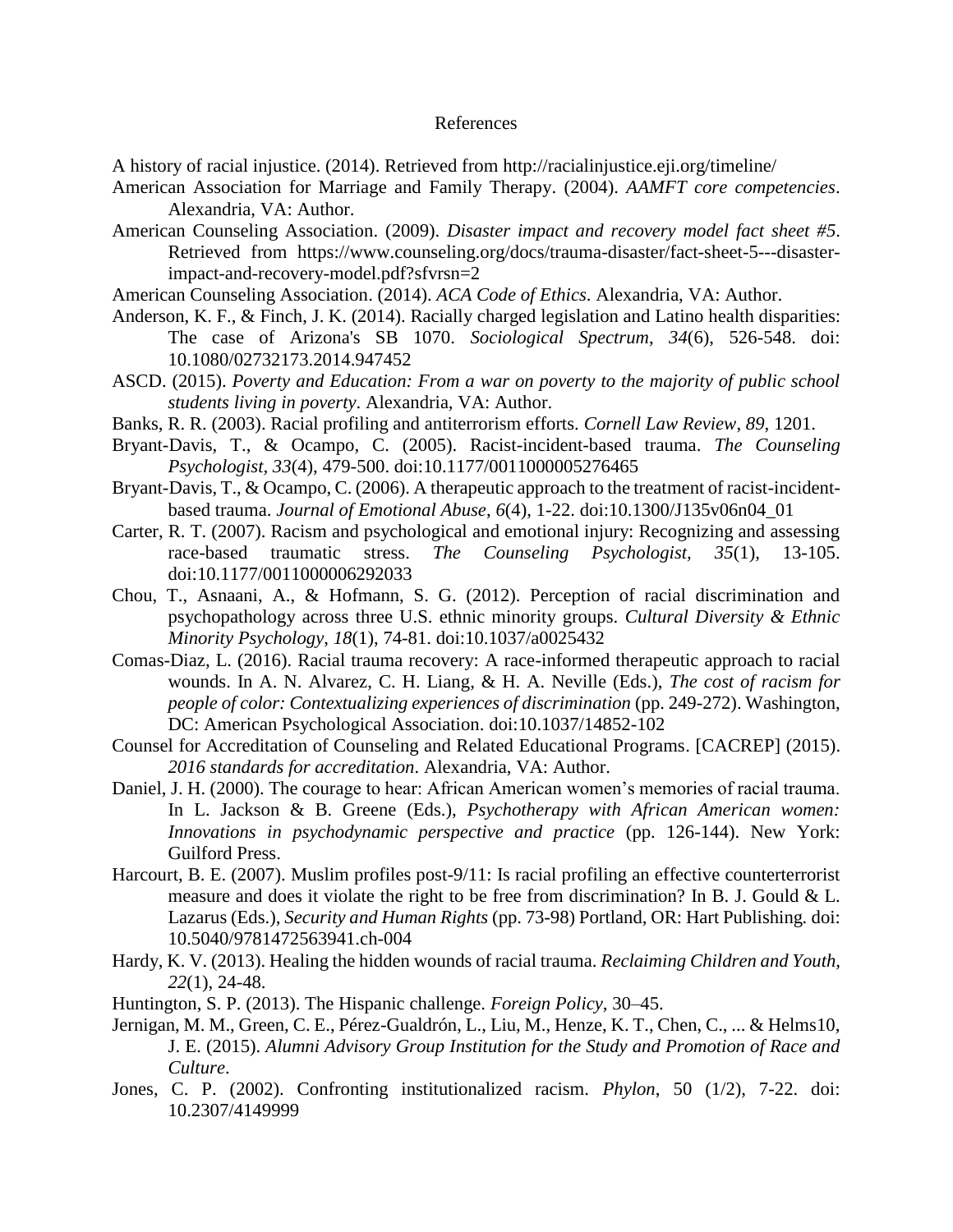# References

A history of racial injustice. (2014). Retrieved from http://racialinjustice.eji.org/timeline/

American Association for Marriage and Family Therapy. (2004). *AAMFT core competencies*. Alexandria, VA: Author.

American Counseling Association. (2009). *Disaster impact and recovery model fact sheet #5*. Retrieved from https://www.counseling.org/docs/trauma-disaster/fact-sheet-5---disaster-impact-and-recovery-model.pdf?sfvrsn=2

American Counseling Association. (2014). *ACA Code of Ethics*. Alexandria, VA: Author.

Anderson, K. F., & Finch, J. K. (2014). Racially charged legislation and Latino health disparities: The case of Arizona's SB 1070. *Sociological Spectrum*, *34*(6), 526-548. doi: 10.1080/02732173.2014.947452

ASCD. (2015). *Poverty and Education: From a war on poverty to the majority of public school students living in poverty*. Alexandria, VA: Author.

Banks, R. R. (2003). Racial profiling and antiterrorism efforts. *Cornell Law Review*, *89*, 1201.

Bryant-Davis, T., & Ocampo, C. (2005). Racist-incident-based trauma. *The Counseling Psychologist, 33*(4), 479-500. doi:10.1177/0011000005276465

Bryant-Davis, T., & Ocampo, C. (2006). A therapeutic approach to the treatment of racist-incident-based trauma. *Journal of Emotional Abuse*, *6*(4), 1-22. doi:10.1300/J135v06n04_01

Carter, R. T. (2007). Racism and psychological and emotional injury: Recognizing and assessing race-based traumatic stress. *The Counseling Psychologist, 35*(1), 13-105. doi:10.1177/0011000006292033

Chou, T., Asnaani, A., & Hofmann, S. G. (2012). Perception of racial discrimination and psychopathology across three U.S. ethnic minority groups. *Cultural Diversity & Ethnic Minority Psychology*, *18*(1), 74-81. doi:10.1037/a0025432

Comas-Diaz, L. (2016). Racial trauma recovery: A race-informed therapeutic approach to racial wounds. In A. N. Alvarez, C. H. Liang, & H. A. Neville (Eds.), *The cost of racism for people of color: Contextualizing experiences of discrimination* (pp. 249-272). Washington, DC: American Psychological Association. doi:10.1037/14852-102

Counsel for Accreditation of Counseling and Related Educational Programs. [CACREP] (2015). *2016 standards for accreditation*. Alexandria, VA: Author.

Daniel, J. H. (2000). The courage to hear: African American women's memories of racial trauma. In L. Jackson & B. Greene (Eds.), *Psychotherapy with African American women: Innovations in psychodynamic perspective and practice* (pp. 126-144). New York: Guilford Press.

Harcourt, B. E. (2007). Muslim profiles post-9/11: Is racial profiling an effective counterterrorist measure and does it violate the right to be free from discrimination? In B. J. Gould & L. Lazarus (Eds.), *Security and Human Rights* (pp. 73-98) Portland, OR: Hart Publishing. doi: 10.5040/9781472563941.ch-004

Hardy, K. V. (2013). Healing the hidden wounds of racial trauma. *Reclaiming Children and Youth*, *22*(1), 24-48.

Huntington, S. P. (2013). The Hispanic challenge. *Foreign Policy*, 30–45.

Jernigan, M. M., Green, C. E., Pérez-Gualdrón, L., Liu, M., Henze, K. T., Chen, C., ... & Helms10, J. E. (2015). *Alumni Advisory Group Institution for the Study and Promotion of Race and Culture*.

Jones, C. P. (2002). Confronting institutionalized racism. *Phylon*, 50 (1/2), 7-22. doi: 10.2307/4149999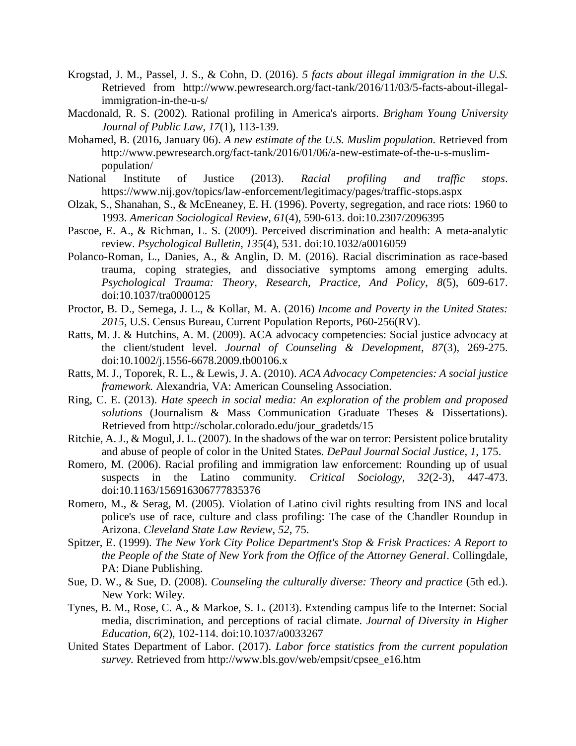Krogstad, J. M., Passel, J. S., & Cohn, D. (2016). *5 facts about illegal immigration in the U.S.* Retrieved from http://www.pewresearch.org/fact-tank/2016/11/03/5-facts-about-illegal-immigration-in-the-u-s/

Macdonald, R. S. (2002). Rational profiling in America's airports. *Brigham Young University Journal of Public Law*, *17*(1), 113-139.

Mohamed, B. (2016, January 06). *A new estimate of the U.S. Muslim population.* Retrieved from http://www.pewresearch.org/fact-tank/2016/01/06/a-new-estimate-of-the-u-s-muslim-population/

National Institute of Justice (2013). *Racial profiling and traffic stops*. https://www.nij.gov/topics/law-enforcement/legitimacy/pages/traffic-stops.aspx

Olzak, S., Shanahan, S., & McEneaney, E. H. (1996). Poverty, segregation, and race riots: 1960 to 1993. *American Sociological Review, 61*(4), 590-613. doi:10.2307/2096395

Pascoe, E. A., & Richman, L. S. (2009). Perceived discrimination and health: A meta-analytic review. *Psychological Bulletin, 135*(4), 531. doi:10.1032/a0016059

Polanco-Roman, L., Danies, A., & Anglin, D. M. (2016). Racial discrimination as race-based trauma, coping strategies, and dissociative symptoms among emerging adults. *Psychological Trauma: Theory, Research, Practice, And Policy*, *8*(5), 609-617. doi:10.1037/tra0000125

Proctor, B. D., Semega, J. L., & Kollar, M. A. (2016) *Income and Poverty in the United States: 2015,* U.S. Census Bureau, Current Population Reports, P60-256(RV).

Ratts, M. J. & Hutchins, A. M. (2009). ACA advocacy competencies: Social justice advocacy at the client/student level. *Journal of Counseling & Development, 87*(3), 269-275. doi:10.1002/j.1556-6678.2009.tb00106.x

Ratts, M. J., Toporek, R. L., & Lewis, J. A. (2010). *ACA Advocacy Competencies: A social justice framework.* Alexandria, VA: American Counseling Association.

Ring, C. E. (2013). *Hate speech in social media: An exploration of the problem and proposed solutions* (Journalism & Mass Communication Graduate Theses & Dissertations). Retrieved from http://scholar.colorado.edu/jour_gradetds/15

Ritchie, A. J., & Mogul, J. L. (2007). In the shadows of the war on terror: Persistent police brutality and abuse of people of color in the United States. *DePaul Journal Social Justice*, *1*, 175.

Romero, M. (2006). Racial profiling and immigration law enforcement: Rounding up of usual suspects in the Latino community. *Critical Sociology*, *32*(2-3), 447-473. doi:10.1163/156916306777835376

Romero, M., & Serag, M. (2005). Violation of Latino civil rights resulting from INS and local police's use of race, culture and class profiling: The case of the Chandler Roundup in Arizona. *Cleveland State Law Review*, *52*, 75.

Spitzer, E. (1999). *The New York City Police Department's Stop & Frisk Practices: A Report to the People of the State of New York from the Office of the Attorney General*. Collingdale, PA: Diane Publishing.

Sue, D. W., & Sue, D. (2008). *Counseling the culturally diverse: Theory and practice* (5th ed.). New York: Wiley.

Tynes, B. M., Rose, C. A., & Markoe, S. L. (2013). Extending campus life to the Internet: Social media, discrimination, and perceptions of racial climate. *Journal of Diversity in Higher Education*, *6*(2), 102-114. doi:10.1037/a0033267

United States Department of Labor. (2017). *Labor force statistics from the current population survey.* Retrieved from http://www.bls.gov/web/empsit/cpsee_e16.htm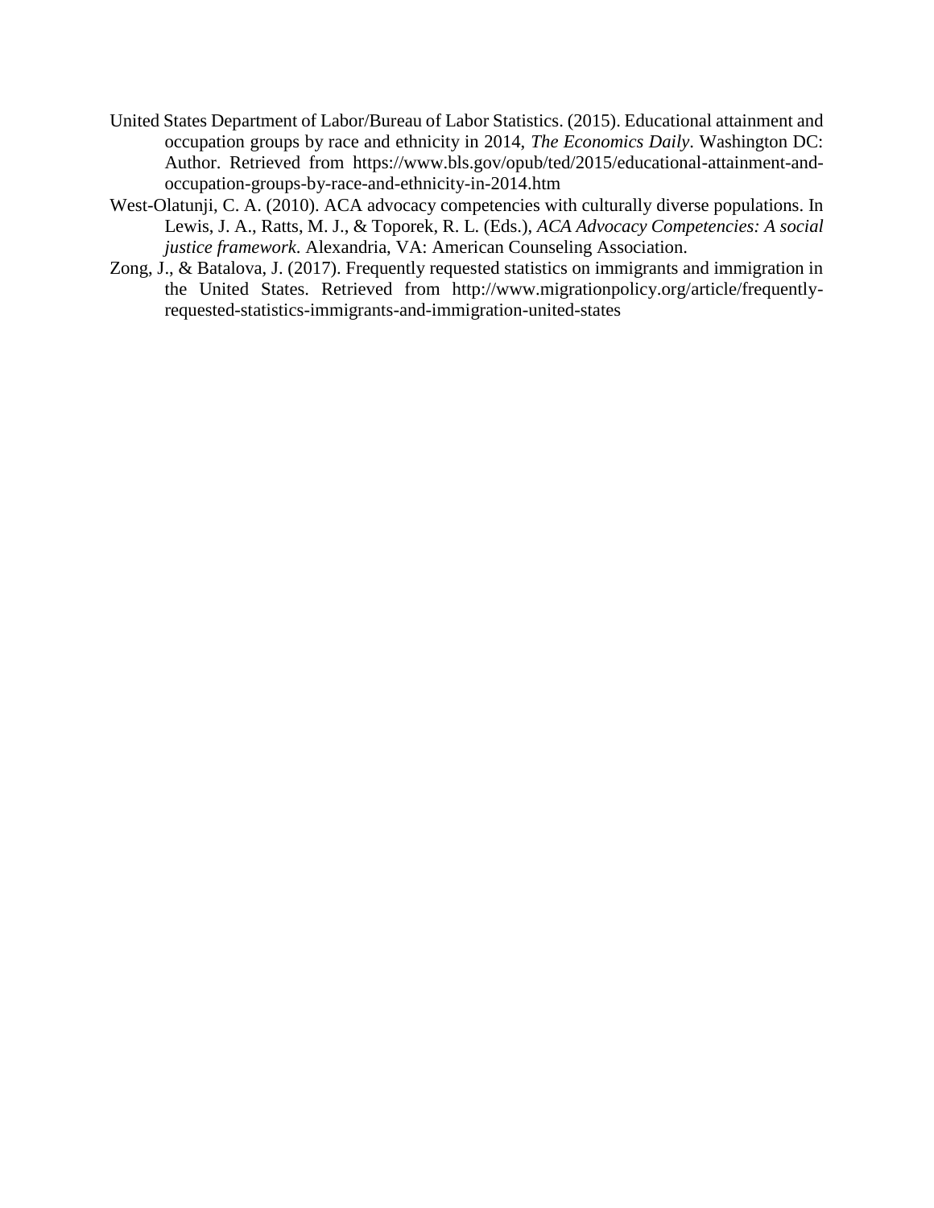United States Department of Labor/Bureau of Labor Statistics. (2015). Educational attainment and occupation groups by race and ethnicity in 2014, *The Economics Daily*. Washington DC: Author. Retrieved from https://www.bls.gov/opub/ted/2015/educational-attainment-and-occupation-groups-by-race-and-ethnicity-in-2014.htm

West-Olatunji, C. A. (2010). ACA advocacy competencies with culturally diverse populations. In Lewis, J. A., Ratts, M. J., & Toporek, R. L. (Eds.), *ACA Advocacy Competencies: A social justice framework*. Alexandria, VA: American Counseling Association.

Zong, J., & Batalova, J. (2017). Frequently requested statistics on immigrants and immigration in the United States. Retrieved from http://www.migrationpolicy.org/article/frequently-requested-statistics-immigrants-and-immigration-united-states